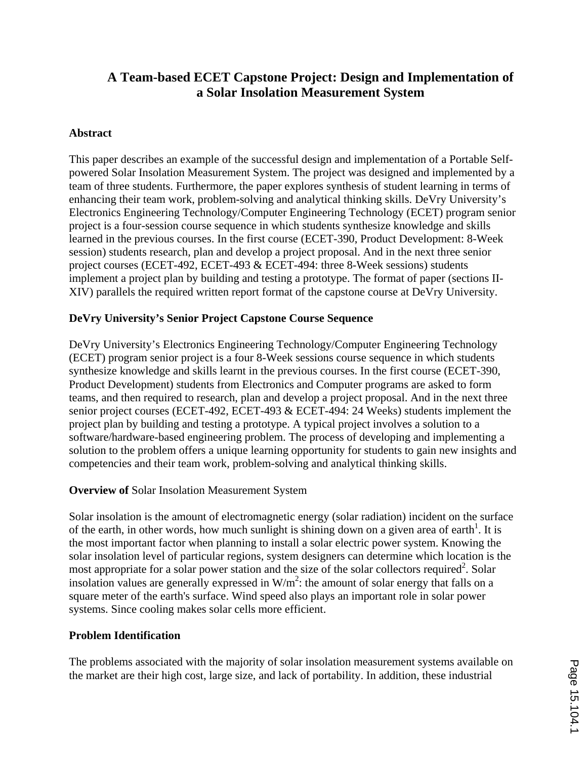# A Team-based ECET Capstone Project: Design and Implementation of a Solar Insolation Measurement System

## Abstract

This paper describes an example of the successful design and implementation of a Portable Self-powered Solar Insolation Measurement System. The project was designed and implemented by a team of three students. Furthermore, the paper explores synthesis of student learning in terms of enhancing their team work, problem-solving and analytical thinking skills. DeVry University's Electronics Engineering Technology/Computer Engineering Technology (ECET) program senior project is a four-session course sequence in which students synthesize knowledge and skills learned in the previous courses. In the first course (ECET-390, Product Development: 8-Week session) students research, plan and develop a project proposal. And in the next three senior project courses (ECET-492, ECET-493 & ECET-494: three 8-Week sessions) students implement a project plan by building and testing a prototype. The format of paper (sections II-XIV) parallels the required written report format of the capstone course at DeVry University.

## DeVry University's Senior Project Capstone Course Sequence

DeVry University's Electronics Engineering Technology/Computer Engineering Technology (ECET) program senior project is a four 8-Week sessions course sequence in which students synthesize knowledge and skills learnt in the previous courses. In the first course (ECET-390, Product Development) students from Electronics and Computer programs are asked to form teams, and then required to research, plan and develop a project proposal. And in the next three senior project courses (ECET-492, ECET-493 & ECET-494: 24 Weeks) students implement the project plan by building and testing a prototype. A typical project involves a solution to a software/hardware-based engineering problem. The process of developing and implementing a solution to the problem offers a unique learning opportunity for students to gain new insights and competencies and their team work, problem-solving and analytical thinking skills.

## Overview of Solar Insolation Measurement System

Solar insolation is the amount of electromagnetic energy (solar radiation) incident on the surface of the earth, in other words, how much sunlight is shining down on a given area of earth[1]. It is the most important factor when planning to install a solar electric power system. Knowing the solar insolation level of particular regions, system designers can determine which location is the most appropriate for a solar power station and the size of the solar collectors required[2]. Solar insolation values are generally expressed in $W/m^2$: the amount of solar energy that falls on a square meter of the earth's surface. Wind speed also plays an important role in solar power systems. Since cooling makes solar cells more efficient.

## Problem Identification

The problems associated with the majority of solar insolation measurement systems available on the market are their high cost, large size, and lack of portability. In addition, these industrial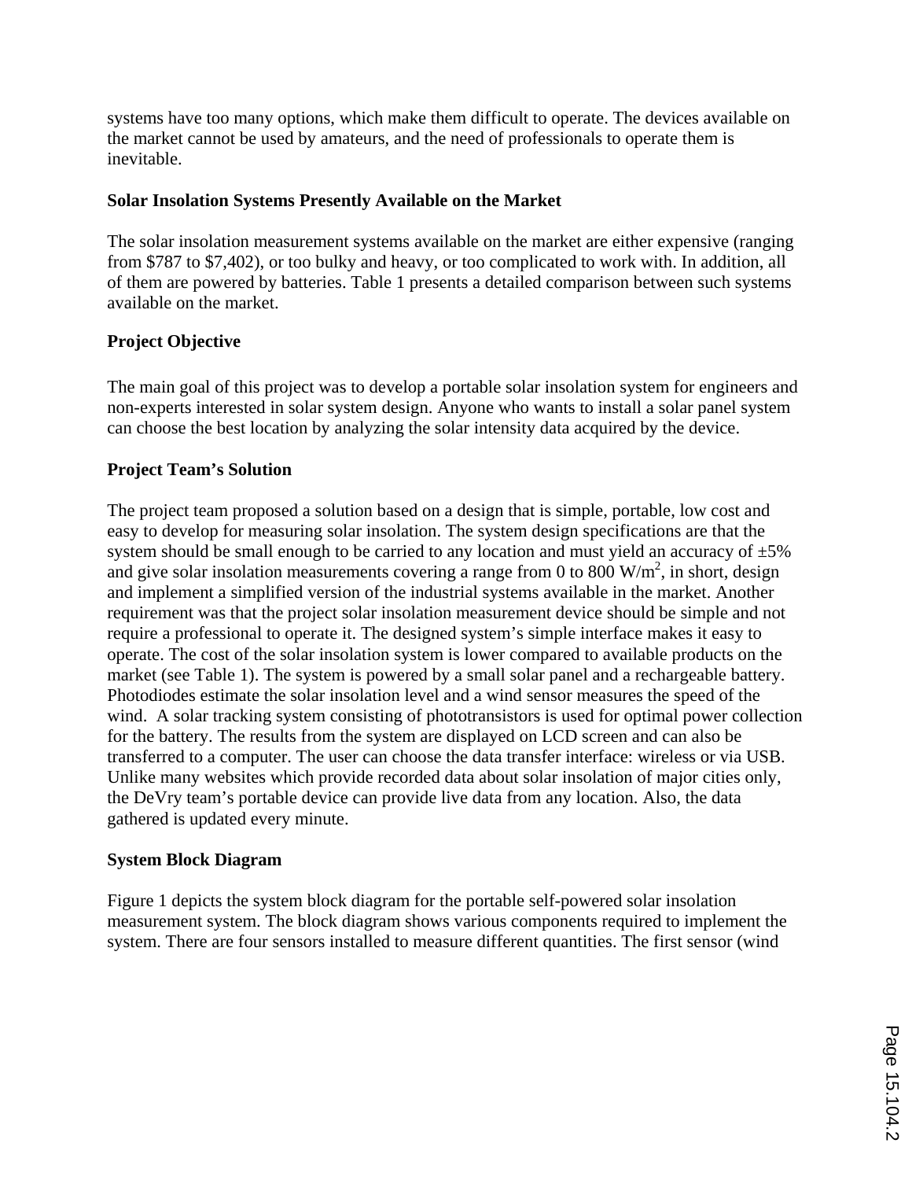systems have too many options, which make them difficult to operate. The devices available on the market cannot be used by amateurs, and the need of professionals to operate them is inevitable.

**Solar Insolation Systems Presently Available on the Market**

The solar insolation measurement systems available on the market are either expensive (ranging from $787 to $7,402), or too bulky and heavy, or too complicated to work with. In addition, all of them are powered by batteries. Table 1 presents a detailed comparison between such systems available on the market.

**Project Objective**

The main goal of this project was to develop a portable solar insolation system for engineers and non-experts interested in solar system design. Anyone who wants to install a solar panel system can choose the best location by analyzing the solar intensity data acquired by the device.

**Project Team's Solution**

The project team proposed a solution based on a design that is simple, portable, low cost and easy to develop for measuring solar insolation. The system design specifications are that the system should be small enough to be carried to any location and must yield an accuracy of ±5% and give solar insolation measurements covering a range from 0 to 800 $W/m^2$, in short, design and implement a simplified version of the industrial systems available in the market. Another requirement was that the project solar insolation measurement device should be simple and not require a professional to operate it. The designed system's simple interface makes it easy to operate. The cost of the solar insolation system is lower compared to available products on the market (see Table 1). The system is powered by a small solar panel and a rechargeable battery. Photodiodes estimate the solar insolation level and a wind sensor measures the speed of the wind. A solar tracking system consisting of phototransistors is used for optimal power collection for the battery. The results from the system are displayed on LCD screen and can also be transferred to a computer. The user can choose the data transfer interface: wireless or via USB. Unlike many websites which provide recorded data about solar insolation of major cities only, the DeVry team's portable device can provide live data from any location. Also, the data gathered is updated every minute.

**System Block Diagram**

Figure 1 depicts the system block diagram for the portable self-powered solar insolation measurement system. The block diagram shows various components required to implement the system. There are four sensors installed to measure different quantities. The first sensor (wind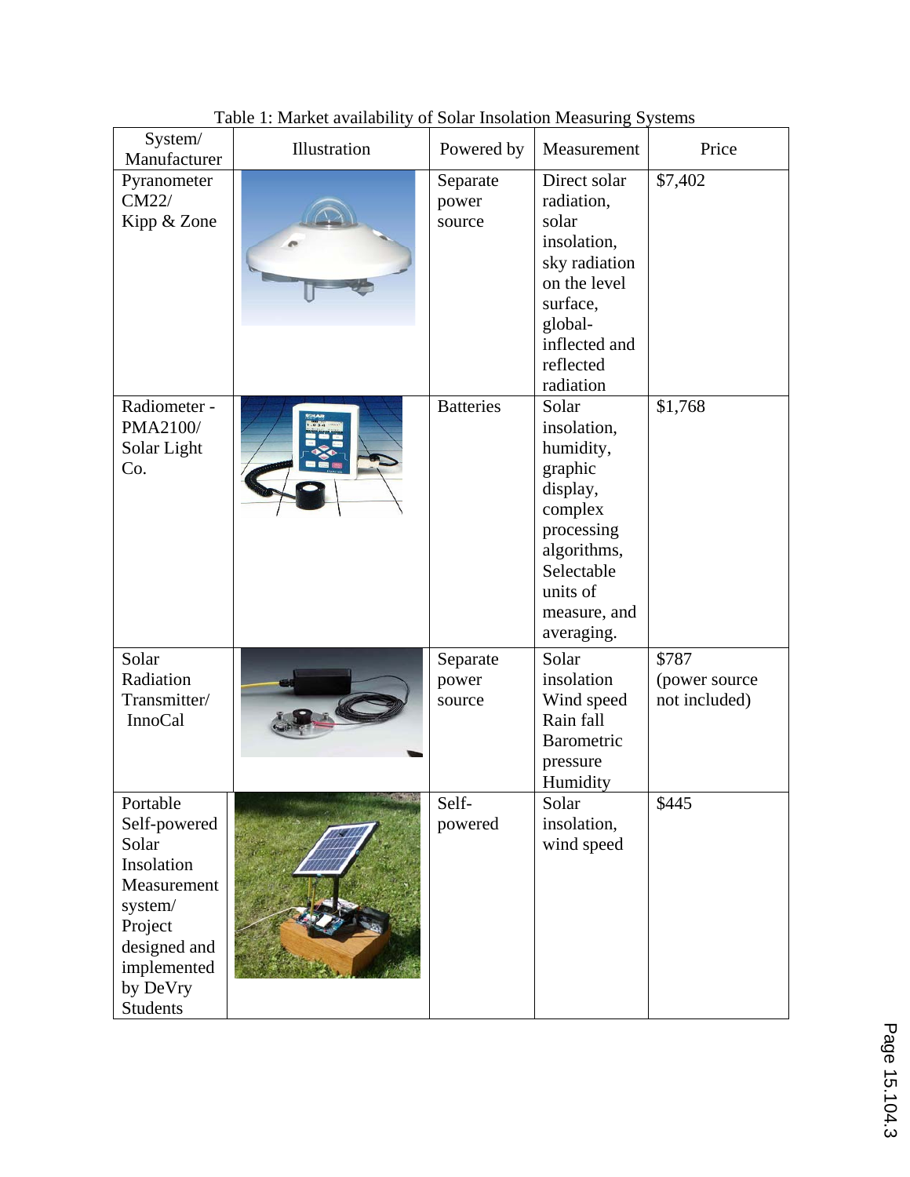Table 1: Market availability of Solar Insolation Measuring Systems

| System/ Manufacturer | Illustration | Powered by | Measurement | Price |
|---|---|---|---|---|
| Pyranometer CM22/ Kipp & Zone | | Separate power source | Direct solar radiation, solar insolation, sky radiation on the level surface, global-inflected and reflected radiation | $7,402 |
| Radiometer - PMA2100/ Solar Light Co. | | Batteries | Solar insolation, humidity, graphic display, complex processing algorithms, Selectable units of measure, and averaging. | $1,768 |
| Solar Radiation Transmitter/ InnoCal | | Separate power source | Solar insolation Wind speed Rain fall Barometric pressure Humidity | $787 (power source not included) |
| Portable Self-powered Solar Insolation Measurement system/ Project designed and implemented by DeVry Students | | Self-powered | Solar insolation, wind speed | $445 |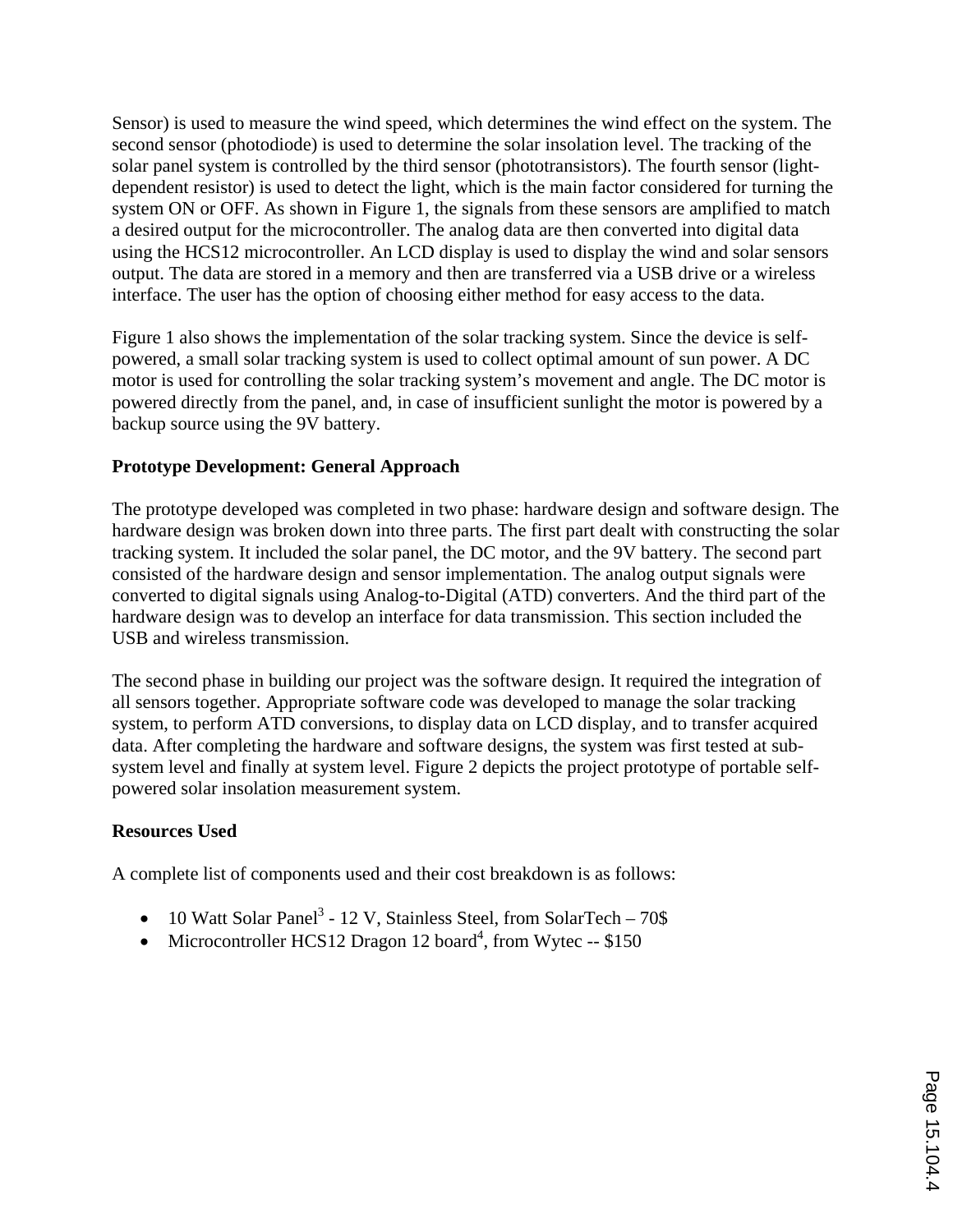Sensor) is used to measure the wind speed, which determines the wind effect on the system. The second sensor (photodiode) is used to determine the solar insolation level. The tracking of the solar panel system is controlled by the third sensor (phototransistors). The fourth sensor (light-dependent resistor) is used to detect the light, which is the main factor considered for turning the system ON or OFF. As shown in Figure 1, the signals from these sensors are amplified to match a desired output for the microcontroller. The analog data are then converted into digital data using the HCS12 microcontroller. An LCD display is used to display the wind and solar sensors output. The data are stored in a memory and then are transferred via a USB drive or a wireless interface. The user has the option of choosing either method for easy access to the data.

Figure 1 also shows the implementation of the solar tracking system. Since the device is self-powered, a small solar tracking system is used to collect optimal amount of sun power. A DC motor is used for controlling the solar tracking system's movement and angle. The DC motor is powered directly from the panel, and, in case of insufficient sunlight the motor is powered by a backup source using the 9V battery.

**Prototype Development: General Approach**

The prototype developed was completed in two phase: hardware design and software design. The hardware design was broken down into three parts. The first part dealt with constructing the solar tracking system. It included the solar panel, the DC motor, and the 9V battery. The second part consisted of the hardware design and sensor implementation. The analog output signals were converted to digital signals using Analog-to-Digital (ATD) converters. And the third part of the hardware design was to develop an interface for data transmission. This section included the USB and wireless transmission.

The second phase in building our project was the software design. It required the integration of all sensors together. Appropriate software code was developed to manage the solar tracking system, to perform ATD conversions, to display data on LCD display, and to transfer acquired data. After completing the hardware and software designs, the system was first tested at sub-system level and finally at system level. Figure 2 depicts the project prototype of portable self-powered solar insolation measurement system.

**Resources Used**

A complete list of components used and their cost breakdown is as follows:

- 10 Watt Solar Panel[3] - 12 V, Stainless Steel, from SolarTech – 70$
- Microcontroller HCS12 Dragon 12 board[4], from Wytec -- $150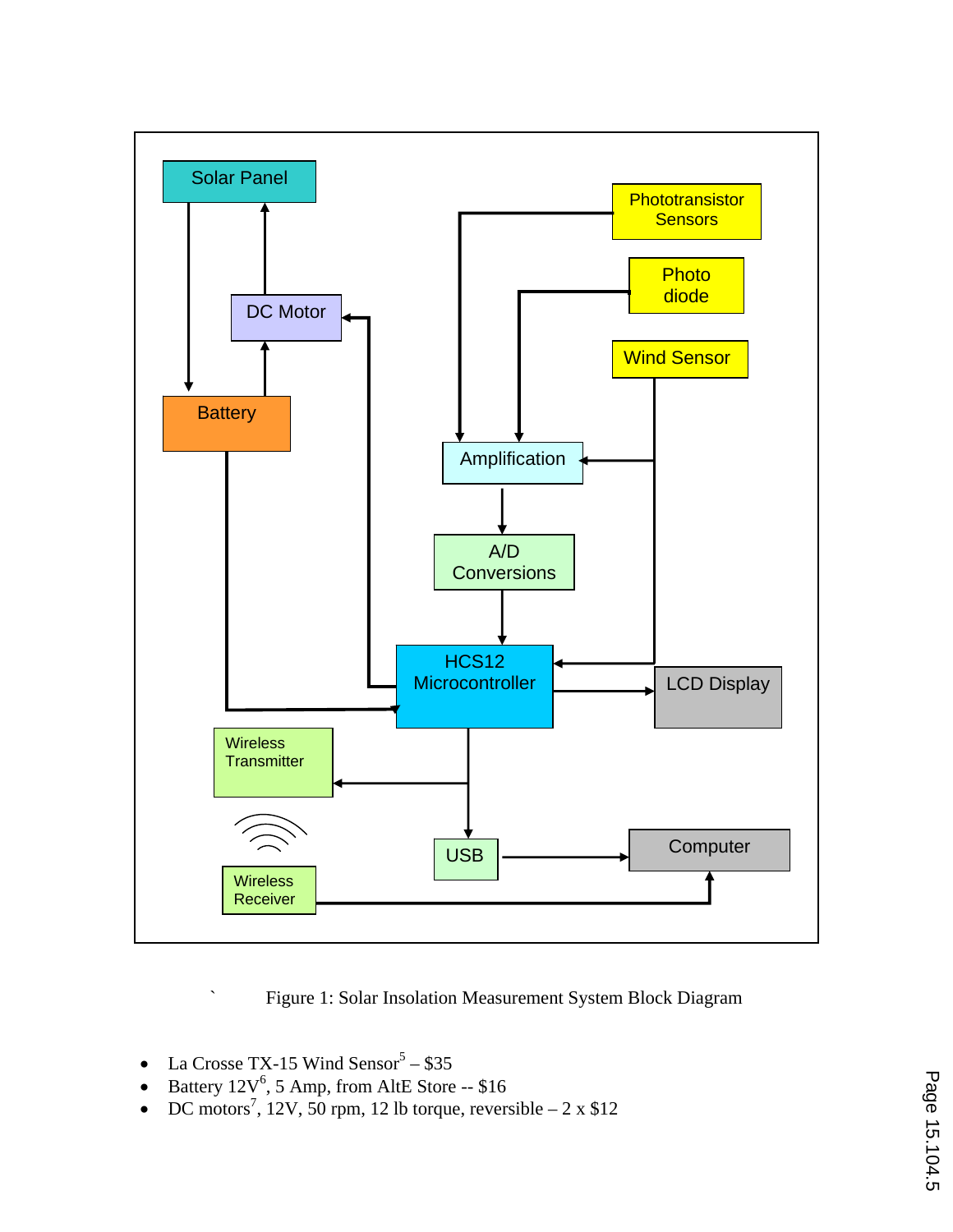Figure 1: Solar Insolation Measurement System Block Diagram

- La Crosse TX-15 Wind Sensor[5] – $35
- Battery 12V[6], 5 Amp, from AltE Store -- $16
- DC motors[7], 12V, 50 rpm, 12 lb torque, reversible – 2 x $12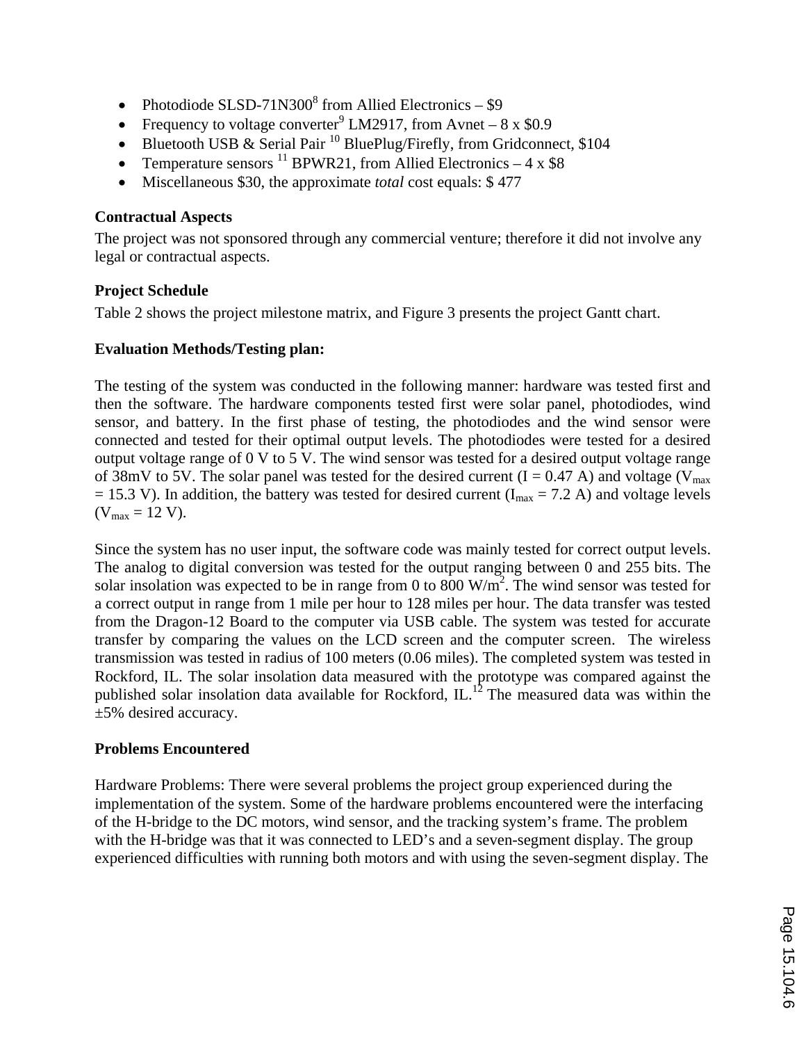- Photodiode SLSD-71N300[8] from Allied Electronics – \$9
- Frequency to voltage converter[9] LM2917, from Avnet – 8 x \$0.9
- Bluetooth USB & Serial Pair [10] BluePlug/Firefly, from Gridconnect, \$104
- Temperature sensors [11] BPWR21, from Allied Electronics – 4 x \$8
- Miscellaneous \$30, the approximate *total* cost equals: \$ 477

**Contractual Aspects**

The project was not sponsored through any commercial venture; therefore it did not involve any legal or contractual aspects.

**Project Schedule**

Table 2 shows the project milestone matrix, and Figure 3 presents the project Gantt chart.

**Evaluation Methods/Testing plan:**

The testing of the system was conducted in the following manner: hardware was tested first and then the software. The hardware components tested first were solar panel, photodiodes, wind sensor, and battery. In the first phase of testing, the photodiodes and the wind sensor were connected and tested for their optimal output levels. The photodiodes were tested for a desired output voltage range of 0 V to 5 V. The wind sensor was tested for a desired output voltage range of 38mV to 5V. The solar panel was tested for the desired current (I = 0.47 A) and voltage ($V_{max}$ = 15.3 V). In addition, the battery was tested for desired current ($I_{max}$ = 7.2 A) and voltage levels ($V_{max}$ = 12 V).

Since the system has no user input, the software code was mainly tested for correct output levels. The analog to digital conversion was tested for the output ranging between 0 and 255 bits. The solar insolation was expected to be in range from 0 to 800 W/m$^2$. The wind sensor was tested for a correct output in range from 1 mile per hour to 128 miles per hour. The data transfer was tested from the Dragon-12 Board to the computer via USB cable. The system was tested for accurate transfer by comparing the values on the LCD screen and the computer screen. The wireless transmission was tested in radius of 100 meters (0.06 miles). The completed system was tested in Rockford, IL. The solar insolation data measured with the prototype was compared against the published solar insolation data available for Rockford, IL.[12] The measured data was within the ±5% desired accuracy.

**Problems Encountered**

Hardware Problems: There were several problems the project group experienced during the implementation of the system. Some of the hardware problems encountered were the interfacing of the H-bridge to the DC motors, wind sensor, and the tracking system's frame. The problem with the H-bridge was that it was connected to LED's and a seven-segment display. The group experienced difficulties with running both motors and with using the seven-segment display. The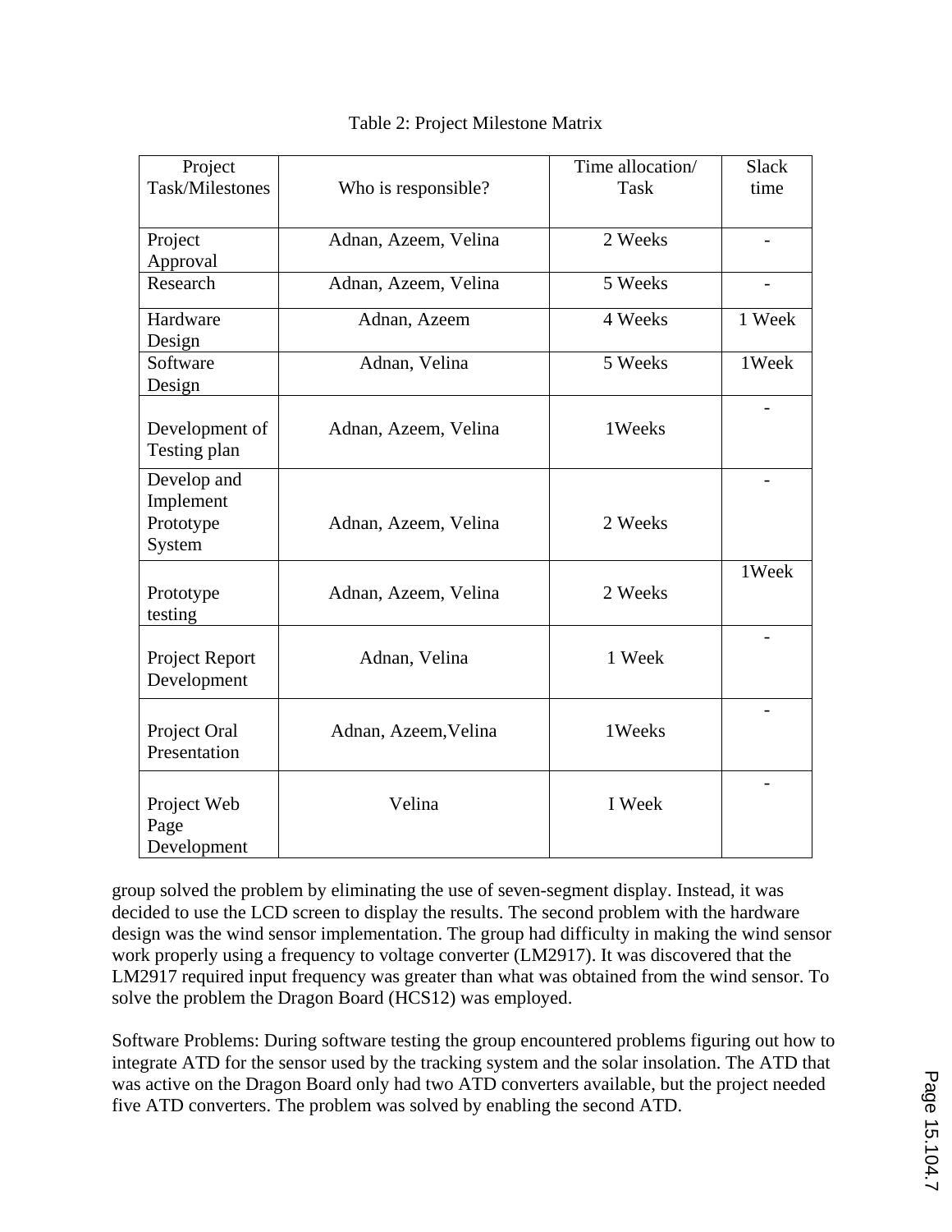Table 2: Project Milestone Matrix

| Project Task/Milestones | Who is responsible? | Time allocation/ Task | Slack time |
|---|---|---|---|
| Project Approval | Adnan, Azeem, Velina | 2 Weeks | - |
| Research | Adnan, Azeem, Velina | 5 Weeks | - |
| Hardware Design | Adnan, Azeem | 4 Weeks | 1 Week |
| Software Design | Adnan, Velina | 5 Weeks | 1Week |
| Development of Testing plan | Adnan, Azeem, Velina | 1Weeks | - |
| Develop and Implement Prototype System | Adnan, Azeem, Velina | 2 Weeks | - |
| Prototype testing | Adnan, Azeem, Velina | 2 Weeks | 1Week |
| Project Report Development | Adnan, Velina | 1 Week | - |
| Project Oral Presentation | Adnan, Azeem,Velina | 1Weeks | - |
| Project Web Page Development | Velina | I Week | - |

group solved the problem by eliminating the use of seven-segment display. Instead, it was decided to use the LCD screen to display the results. The second problem with the hardware design was the wind sensor implementation. The group had difficulty in making the wind sensor work properly using a frequency to voltage converter (LM2917). It was discovered that the LM2917 required input frequency was greater than what was obtained from the wind sensor. To solve the problem the Dragon Board (HCS12) was employed.

Software Problems: During software testing the group encountered problems figuring out how to integrate ATD for the sensor used by the tracking system and the solar insolation. The ATD that was active on the Dragon Board only had two ATD converters available, but the project needed five ATD converters. The problem was solved by enabling the second ATD.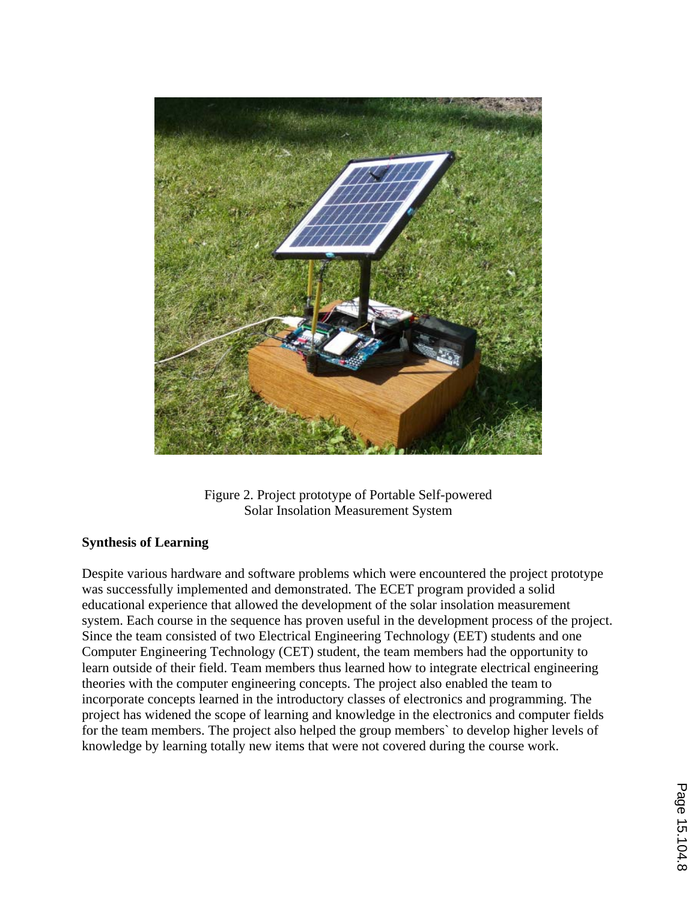Figure 2. Project prototype of Portable Self-powered Solar Insolation Measurement System

**Synthesis of Learning**

Despite various hardware and software problems which were encountered the project prototype was successfully implemented and demonstrated. The ECET program provided a solid educational experience that allowed the development of the solar insolation measurement system. Each course in the sequence has proven useful in the development process of the project. Since the team consisted of two Electrical Engineering Technology (EET) students and one Computer Engineering Technology (CET) student, the team members had the opportunity to learn outside of their field. Team members thus learned how to integrate electrical engineering theories with the computer engineering concepts. The project also enabled the team to incorporate concepts learned in the introductory classes of electronics and programming. The project has widened the scope of learning and knowledge in the electronics and computer fields for the team members. The project also helped the group members` to develop higher levels of knowledge by learning totally new items that were not covered during the course work.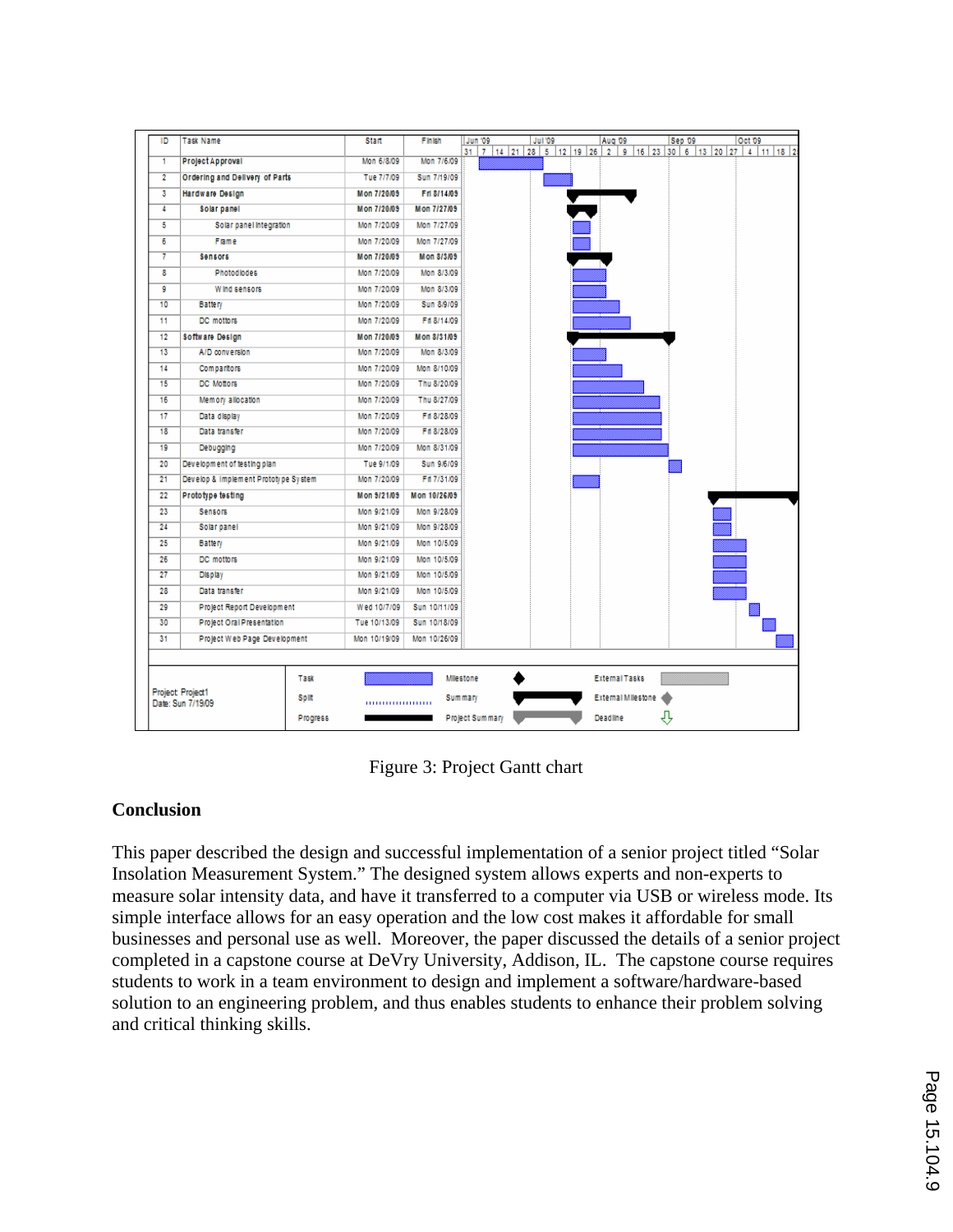| ID | Task Name | Start | Finish |
|---|---|---|---|
| 1 | Project Approval | Mon 6/8/09 | Mon 7/6/09 |
| 2 | Ordering and Delivery of Parts | Tue 7/7/09 | Sun 7/19/09 |
| 3 | Hardware Design | Mon 7/20/09 | Fri 8/14/09 |
| 4 | Solar panel | Mon 7/20/09 | Mon 7/27/09 |
| 5 | Solar panel integration | Mon 7/20/09 | Mon 7/27/09 |
| 6 | Frame | Mon 7/20/09 | Mon 7/27/09 |
| 7 | Sensors | Mon 7/20/09 | Mon 8/3/09 |
| 8 | Photodiodes | Mon 7/20/09 | Mon 8/3/09 |
| 9 | Wind sensors | Mon 7/20/09 | Mon 8/3/09 |
| 10 | Battery | Mon 7/20/09 | Sun 8/9/09 |
| 11 | DC mottors | Mon 7/20/09 | Fri 8/14/09 |
| 12 | Software Design | Mon 7/20/09 | Mon 8/31/09 |
| 13 | A/D conversion | Mon 7/20/09 | Mon 8/3/09 |
| 14 | Comparitors | Mon 7/20/09 | Mon 8/10/09 |
| 15 | DC Mottors | Mon 7/20/09 | Thu 8/20/09 |
| 16 | Memory allocation | Mon 7/20/09 | Thu 8/27/09 |
| 17 | Data display | Mon 7/20/09 | Fri 8/28/09 |
| 18 | Data transfer | Mon 7/20/09 | Fri 8/28/09 |
| 19 | Debugging | Mon 7/20/09 | Mon 8/31/09 |
| 20 | Development of testing plan | Tue 9/1/09 | Sun 9/6/09 |
| 21 | Develop & implement Prototype System | Mon 7/20/09 | Fri 7/31/09 |
| 22 | Prototype testing | Mon 9/21/09 | Mon 10/26/09 |
| 23 | Sensors | Mon 9/21/09 | Mon 9/28/09 |
| 24 | Solar panel | Mon 9/21/09 | Mon 9/28/09 |
| 25 | Battery | Mon 9/21/09 | Mon 10/5/09 |
| 26 | DC mottors | Mon 9/21/09 | Mon 10/5/09 |
| 27 | Display | Mon 9/21/09 | Mon 10/5/09 |
| 28 | Data transfer | Mon 9/21/09 | Mon 10/5/09 |
| 29 | Project Report Development | Wed 10/7/09 | Sun 10/11/09 |
| 30 | Project Oral Presentation | Tue 10/13/09 | Sun 10/18/09 |
| 31 | Project Web Page Development | Mon 10/19/09 | Mon 10/26/09 |

Project: Project1
Date: Sun 7/19/09

Figure 3: Project Gantt chart

## Conclusion

This paper described the design and successful implementation of a senior project titled "Solar Insolation Measurement System." The designed system allows experts and non-experts to measure solar intensity data, and have it transferred to a computer via USB or wireless mode. Its simple interface allows for an easy operation and the low cost makes it affordable for small businesses and personal use as well. Moreover, the paper discussed the details of a senior project completed in a capstone course at DeVry University, Addison, IL. The capstone course requires students to work in a team environment to design and implement a software/hardware-based solution to an engineering problem, and thus enables students to enhance their problem solving and critical thinking skills.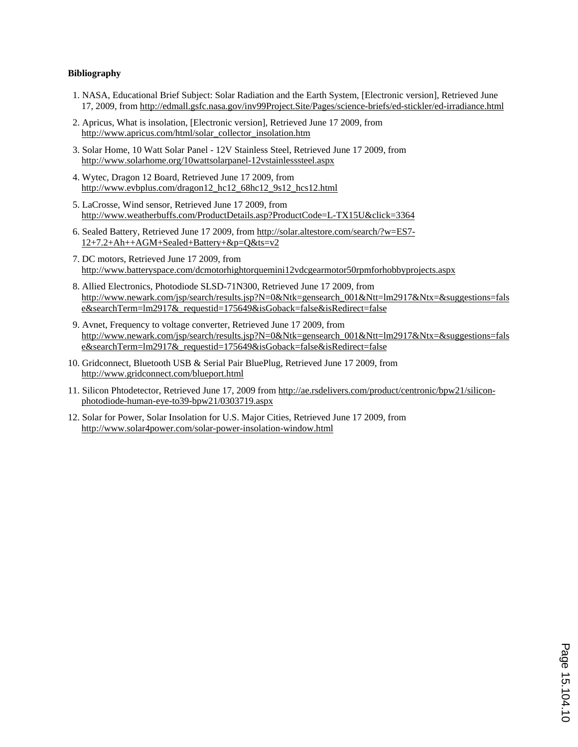**Bibliography**

1. NASA, Educational Brief Subject: Solar Radiation and the Earth System, [Electronic version], Retrieved June 17, 2009, from http://edmall.gsfc.nasa.gov/inv99Project.Site/Pages/science-briefs/ed-stickler/ed-irradiance.html
2. Apricus, What is insolation, [Electronic version], Retrieved June 17 2009, from http://www.apricus.com/html/solar_collector_insolation.htm
3. Solar Home, 10 Watt Solar Panel - 12V Stainless Steel, Retrieved June 17 2009, from http://www.solarhome.org/10wattsolarpanel-12vstainlesssteel.aspx
4. Wytec, Dragon 12 Board, Retrieved June 17 2009, from http://www.evbplus.com/dragon12_hc12_68hc12_9s12_hcs12.html
5. LaCrosse, Wind sensor, Retrieved June 17 2009, from http://www.weatherbuffs.com/ProductDetails.asp?ProductCode=L-TX15U&click=3364
6. Sealed Battery, Retrieved June 17 2009, from http://solar.altestore.com/search/?w=ES7-12+7.2+Ah++AGM+Sealed+Battery+&p=Q&ts=v2
7. DC motors, Retrieved June 17 2009, from http://www.batteryspace.com/dcmotorhightorquemini12vdcgearmotor50rpmforhobbyprojects.aspx
8. Allied Electronics, Photodiode SLSD-71N300, Retrieved June 17 2009, from http://www.newark.com/jsp/search/results.jsp?N=0&Ntk=gensearch_001&Ntt=lm2917&Ntx=&suggestions=false&searchTerm=lm2917&_requestid=175649&isGoback=false&isRedirect=false
9. Avnet, Frequency to voltage converter, Retrieved June 17 2009, from http://www.newark.com/jsp/search/results.jsp?N=0&Ntk=gensearch_001&Ntt=lm2917&Ntx=&suggestions=false&searchTerm=lm2917&_requestid=175649&isGoback=false&isRedirect=false
10. Gridconnect, Bluetooth USB & Serial Pair BluePlug, Retrieved June 17 2009, from http://www.gridconnect.com/blueport.html
11. Silicon Phtodetector, Retrieved June 17, 2009 from http://ae.rsdelivers.com/product/centronic/bpw21/silicon-photodiode-human-eye-to39-bpw21/0303719.aspx
12. Solar for Power, Solar Insolation for U.S. Major Cities, Retrieved June 17 2009, from http://www.solar4power.com/solar-power-insolation-window.html